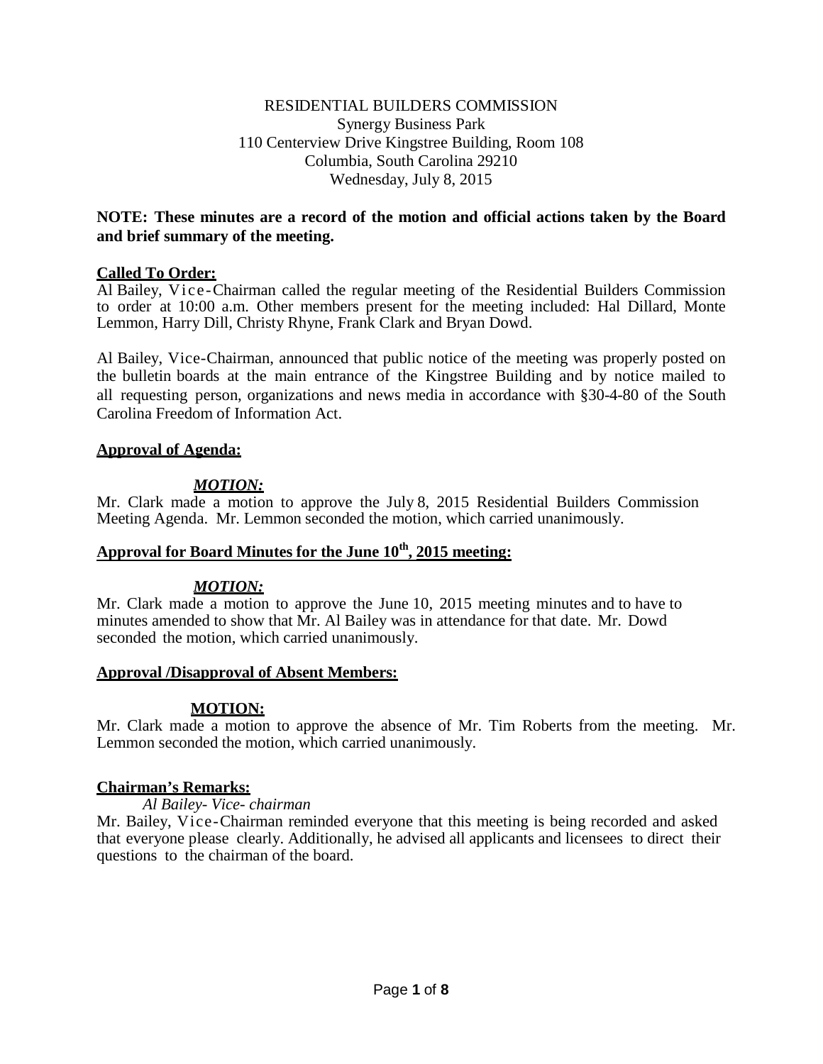RESIDENTIAL BUILDERS COMMISSION
Synergy Business Park
110 Centerview Drive Kingstree Building, Room 108
Columbia, South Carolina 29210
Wednesday, July 8, 2015

**NOTE: These minutes are a record of the motion and official actions taken by the Board and brief summary of the meeting.**

## Called To Order:

Al Bailey, Vice-Chairman called the regular meeting of the Residential Builders Commission to order at 10:00 a.m. Other members present for the meeting included: Hal Dillard, Monte Lemmon, Harry Dill, Christy Rhyne, Frank Clark and Bryan Dowd.

Al Bailey, Vice-Chairman, announced that public notice of the meeting was properly posted on the bulletin boards at the main entrance of the Kingstree Building and by notice mailed to all requesting person, organizations and news media in accordance with §30-4-80 of the South Carolina Freedom of Information Act.

## Approval of Agenda:

***MOTION:***

Mr. Clark made a motion to approve the July 8, 2015 Residential Builders Commission Meeting Agenda. Mr. Lemmon seconded the motion, which carried unanimously.

## Approval for Board Minutes for the June 10th, 2015 meeting:

***MOTION:***

Mr. Clark made a motion to approve the June 10, 2015 meeting minutes and to have to minutes amended to show that Mr. Al Bailey was in attendance for that date. Mr. Dowd seconded the motion, which carried unanimously.

## Approval /Disapproval of Absent Members:

**MOTION:**

Mr. Clark made a motion to approve the absence of Mr. Tim Roberts from the meeting. Mr. Lemmon seconded the motion, which carried unanimously.

## Chairman's Remarks:

*Al Bailey- Vice- chairman*

Mr. Bailey, Vice-Chairman reminded everyone that this meeting is being recorded and asked that everyone please clearly. Additionally, he advised all applicants and licensees to direct their questions to the chairman of the board.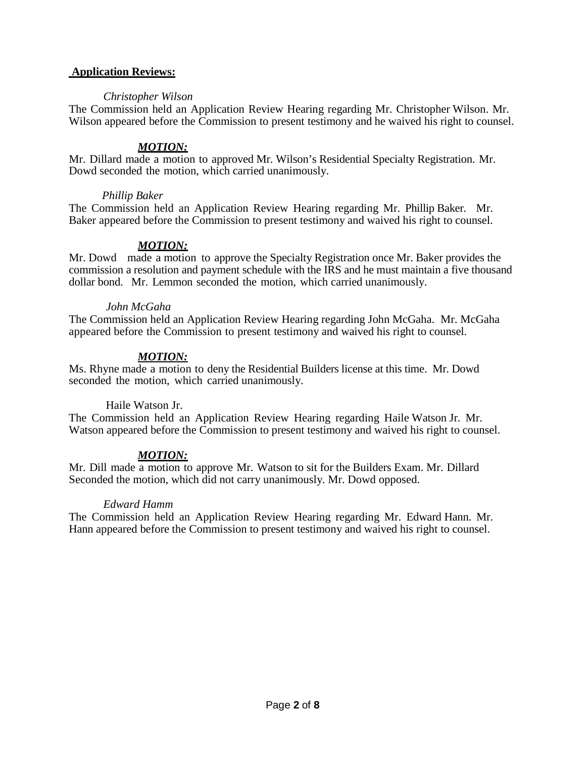**Application Reviews:**

*Christopher Wilson*

The Commission held an Application Review Hearing regarding Mr. Christopher Wilson. Mr. Wilson appeared before the Commission to present testimony and he waived his right to counsel.

***MOTION:***

Mr. Dillard made a motion to approved Mr. Wilson's Residential Specialty Registration. Mr. Dowd seconded the motion, which carried unanimously.

*Phillip Baker*

The Commission held an Application Review Hearing regarding Mr. Phillip Baker. Mr. Baker appeared before the Commission to present testimony and waived his right to counsel.

***MOTION:***

Mr. Dowd made a motion to approve the Specialty Registration once Mr. Baker provides the commission a resolution and payment schedule with the IRS and he must maintain a five thousand dollar bond. Mr. Lemmon seconded the motion, which carried unanimously.

*John McGaha*

The Commission held an Application Review Hearing regarding John McGaha. Mr. McGaha appeared before the Commission to present testimony and waived his right to counsel.

***MOTION:***

Ms. Rhyne made a motion to deny the Residential Builders license at this time. Mr. Dowd seconded the motion, which carried unanimously.

Haile Watson Jr.

The Commission held an Application Review Hearing regarding Haile Watson Jr. Mr. Watson appeared before the Commission to present testimony and waived his right to counsel.

***MOTION:***

Mr. Dill made a motion to approve Mr. Watson to sit for the Builders Exam. Mr. Dillard Seconded the motion, which did not carry unanimously. Mr. Dowd opposed.

*Edward Hamm*

The Commission held an Application Review Hearing regarding Mr. Edward Hann. Mr. Hann appeared before the Commission to present testimony and waived his right to counsel.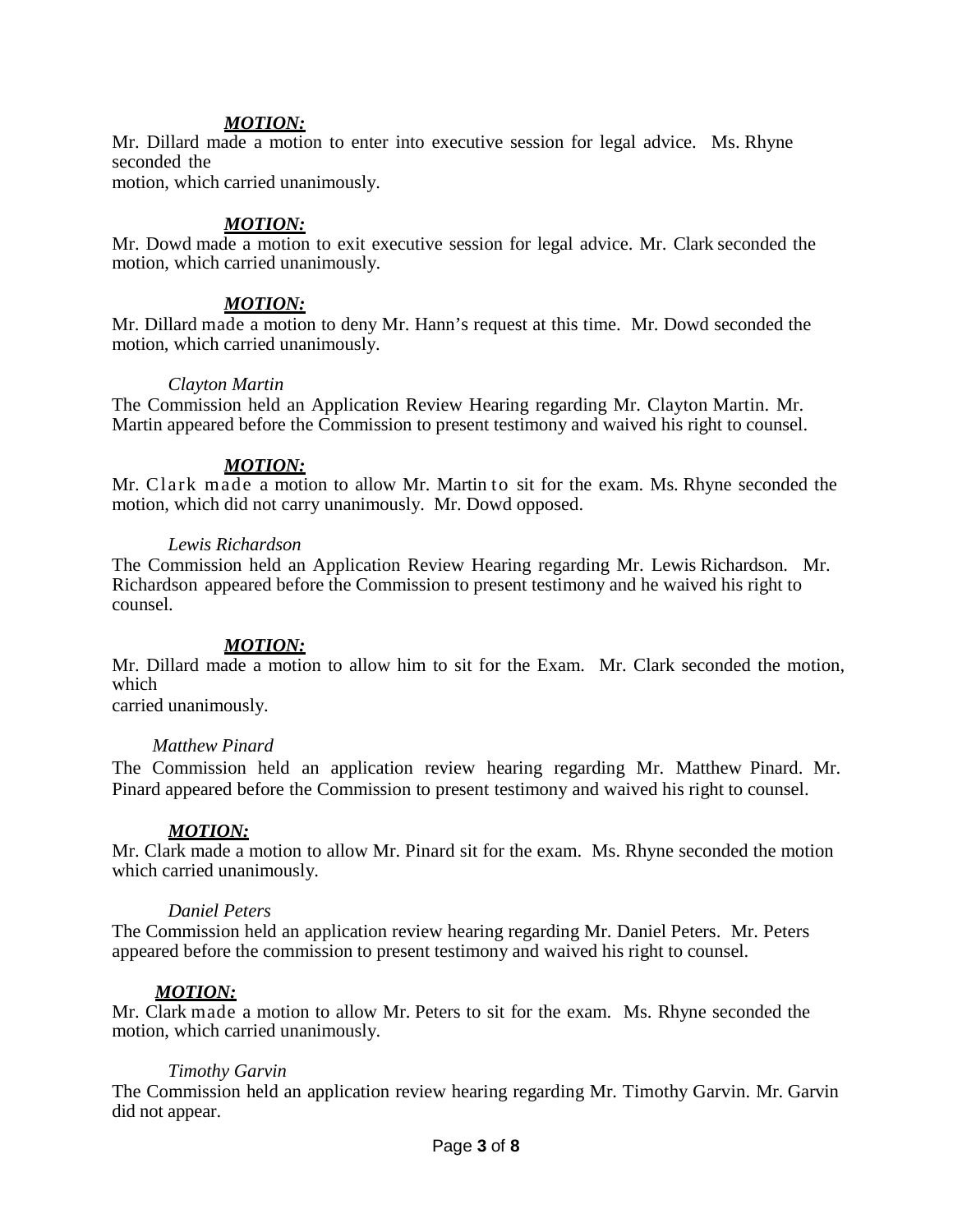***MOTION:***

Mr. Dillard made a motion to enter into executive session for legal advice. Ms. Rhyne seconded the motion, which carried unanimously.

***MOTION:***

Mr. Dowd made a motion to exit executive session for legal advice. Mr. Clark seconded the motion, which carried unanimously.

***MOTION:***

Mr. Dillard made a motion to deny Mr. Hann's request at this time. Mr. Dowd seconded the motion, which carried unanimously.

*Clayton Martin*

The Commission held an Application Review Hearing regarding Mr. Clayton Martin. Mr. Martin appeared before the Commission to present testimony and waived his right to counsel.

***MOTION:***

Mr. Clark made a motion to allow Mr. Martin to sit for the exam. Ms. Rhyne seconded the motion, which did not carry unanimously. Mr. Dowd opposed.

*Lewis Richardson*

The Commission held an Application Review Hearing regarding Mr. Lewis Richardson. Mr. Richardson appeared before the Commission to present testimony and he waived his right to counsel.

***MOTION:***

Mr. Dillard made a motion to allow him to sit for the Exam. Mr. Clark seconded the motion, which carried unanimously.

*Matthew Pinard*

The Commission held an application review hearing regarding Mr. Matthew Pinard. Mr. Pinard appeared before the Commission to present testimony and waived his right to counsel.

***MOTION:***

Mr. Clark made a motion to allow Mr. Pinard sit for the exam. Ms. Rhyne seconded the motion which carried unanimously.

*Daniel Peters*

The Commission held an application review hearing regarding Mr. Daniel Peters. Mr. Peters appeared before the commission to present testimony and waived his right to counsel.

***MOTION:***

Mr. Clark made a motion to allow Mr. Peters to sit for the exam. Ms. Rhyne seconded the motion, which carried unanimously.

*Timothy Garvin*

The Commission held an application review hearing regarding Mr. Timothy Garvin. Mr. Garvin did not appear.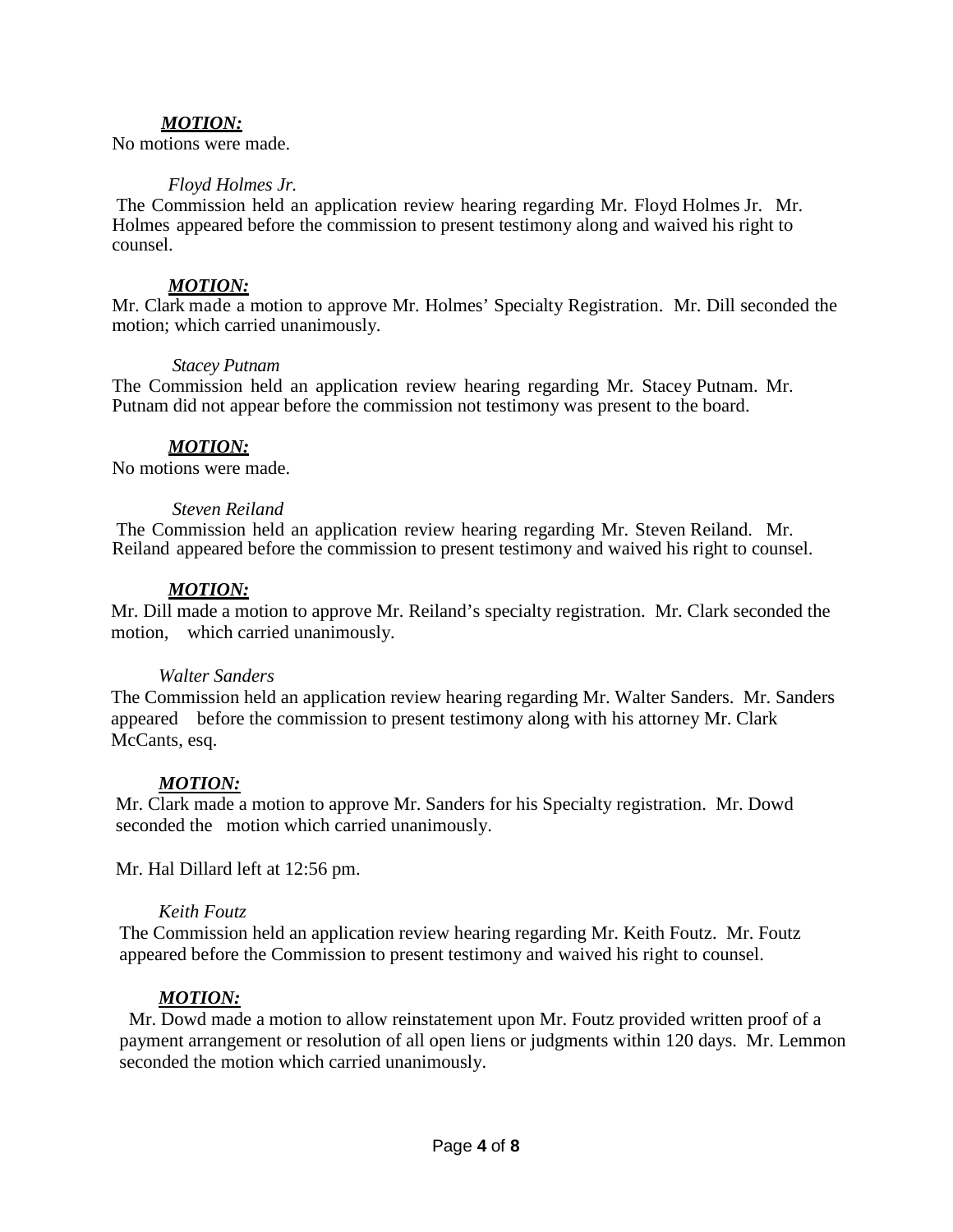***MOTION:***

No motions were made.

*Floyd Holmes Jr.*

The Commission held an application review hearing regarding Mr. Floyd Holmes Jr. Mr. Holmes appeared before the commission to present testimony along and waived his right to counsel.

***MOTION:***

Mr. Clark made a motion to approve Mr. Holmes' Specialty Registration. Mr. Dill seconded the motion; which carried unanimously.

*Stacey Putnam*

The Commission held an application review hearing regarding Mr. Stacey Putnam. Mr. Putnam did not appear before the commission not testimony was present to the board.

***MOTION:***

No motions were made.

*Steven Reiland*

The Commission held an application review hearing regarding Mr. Steven Reiland. Mr. Reiland appeared before the commission to present testimony and waived his right to counsel.

***MOTION:***

Mr. Dill made a motion to approve Mr. Reiland's specialty registration. Mr. Clark seconded the motion, which carried unanimously.

*Walter Sanders*

The Commission held an application review hearing regarding Mr. Walter Sanders. Mr. Sanders appeared before the commission to present testimony along with his attorney Mr. Clark McCants, esq.

***MOTION:***

Mr. Clark made a motion to approve Mr. Sanders for his Specialty registration. Mr. Dowd seconded the motion which carried unanimously.

Mr. Hal Dillard left at 12:56 pm.

*Keith Foutz*

The Commission held an application review hearing regarding Mr. Keith Foutz. Mr. Foutz appeared before the Commission to present testimony and waived his right to counsel.

***MOTION:***

Mr. Dowd made a motion to allow reinstatement upon Mr. Foutz provided written proof of a payment arrangement or resolution of all open liens or judgments within 120 days. Mr. Lemmon seconded the motion which carried unanimously.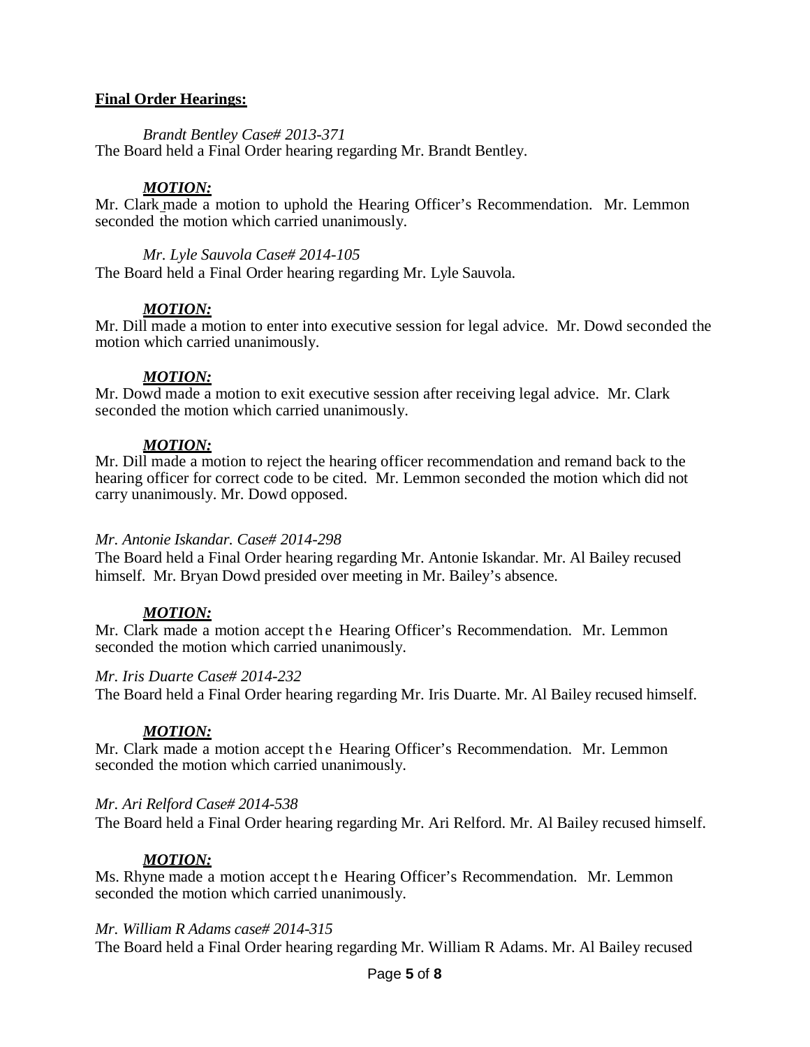**Final Order Hearings:**

*Brandt Bentley Case# 2013-371*
The Board held a Final Order hearing regarding Mr. Brandt Bentley.

***MOTION:***
Mr. Clark made a motion to uphold the Hearing Officer's Recommendation. Mr. Lemmon seconded the motion which carried unanimously.

*Mr. Lyle Sauvola Case# 2014-105*
The Board held a Final Order hearing regarding Mr. Lyle Sauvola.

***MOTION:***
Mr. Dill made a motion to enter into executive session for legal advice. Mr. Dowd seconded the motion which carried unanimously.

***MOTION:***
Mr. Dowd made a motion to exit executive session after receiving legal advice. Mr. Clark seconded the motion which carried unanimously.

***MOTION:***
Mr. Dill made a motion to reject the hearing officer recommendation and remand back to the hearing officer for correct code to be cited. Mr. Lemmon seconded the motion which did not carry unanimously. Mr. Dowd opposed.

*Mr. Antonie Iskandar. Case# 2014-298*
The Board held a Final Order hearing regarding Mr. Antonie Iskandar. Mr. Al Bailey recused himself. Mr. Bryan Dowd presided over meeting in Mr. Bailey's absence.

***MOTION:***
Mr. Clark made a motion accept the Hearing Officer's Recommendation. Mr. Lemmon seconded the motion which carried unanimously.

*Mr. Iris Duarte Case# 2014-232*
The Board held a Final Order hearing regarding Mr. Iris Duarte. Mr. Al Bailey recused himself.

***MOTION:***
Mr. Clark made a motion accept the Hearing Officer's Recommendation. Mr. Lemmon seconded the motion which carried unanimously.

*Mr. Ari Relford Case# 2014-538*
The Board held a Final Order hearing regarding Mr. Ari Relford. Mr. Al Bailey recused himself.

***MOTION:***
Ms. Rhyne made a motion accept the Hearing Officer's Recommendation. Mr. Lemmon seconded the motion which carried unanimously.

*Mr. William R Adams case# 2014-315*
The Board held a Final Order hearing regarding Mr. William R Adams. Mr. Al Bailey recused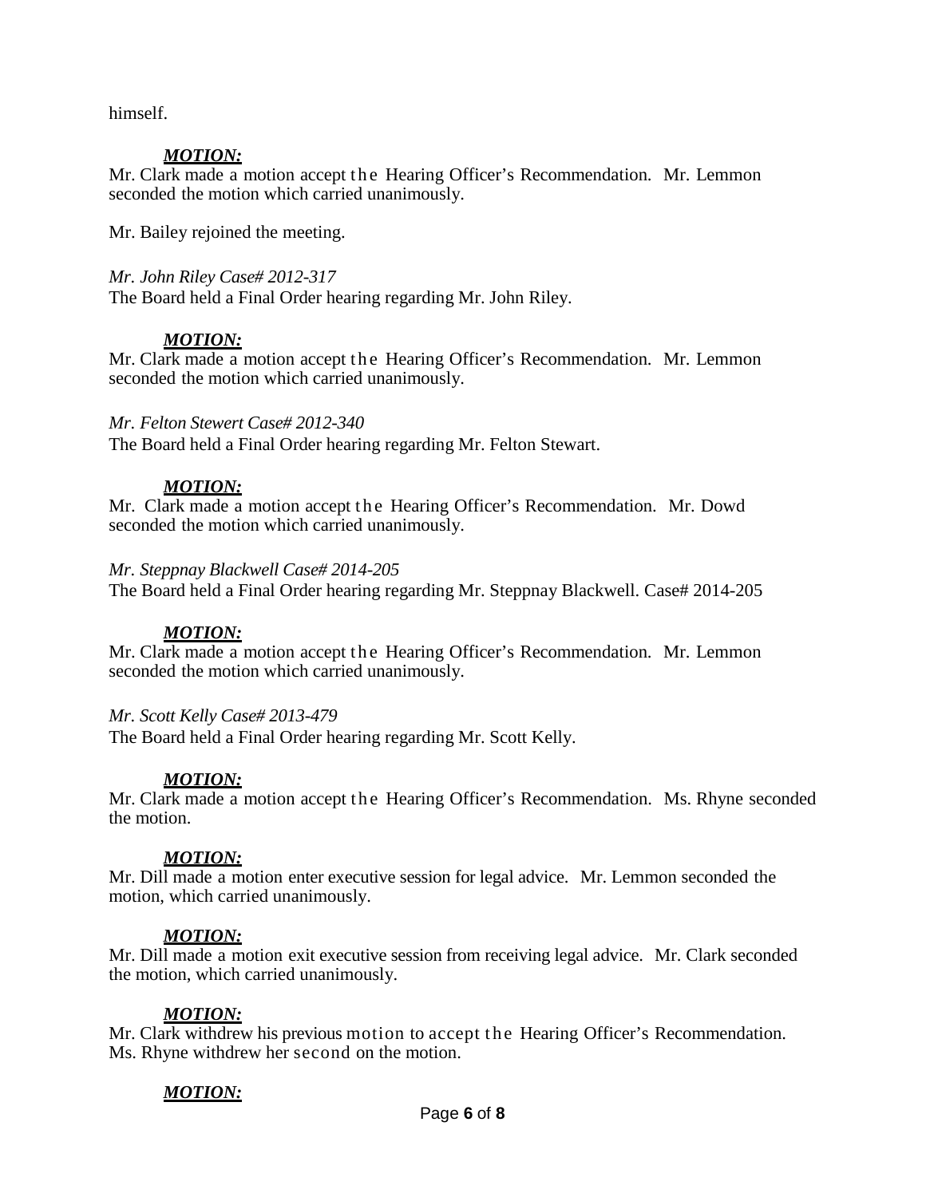himself.

***MOTION:***
Mr. Clark made a motion accept the Hearing Officer's Recommendation. Mr. Lemmon seconded the motion which carried unanimously.

Mr. Bailey rejoined the meeting.

*Mr. John Riley Case# 2012-317*
The Board held a Final Order hearing regarding Mr. John Riley.

***MOTION:***
Mr. Clark made a motion accept the Hearing Officer's Recommendation. Mr. Lemmon seconded the motion which carried unanimously.

*Mr. Felton Stewert Case# 2012-340*
The Board held a Final Order hearing regarding Mr. Felton Stewart.

***MOTION:***
Mr. Clark made a motion accept the Hearing Officer's Recommendation. Mr. Dowd seconded the motion which carried unanimously.

*Mr. Steppnay Blackwell Case# 2014-205*
The Board held a Final Order hearing regarding Mr. Steppnay Blackwell. Case# 2014-205

***MOTION:***
Mr. Clark made a motion accept the Hearing Officer's Recommendation. Mr. Lemmon seconded the motion which carried unanimously.

*Mr. Scott Kelly Case# 2013-479*
The Board held a Final Order hearing regarding Mr. Scott Kelly.

***MOTION:***
Mr. Clark made a motion accept the Hearing Officer's Recommendation. Ms. Rhyne seconded the motion.

***MOTION:***
Mr. Dill made a motion enter executive session for legal advice. Mr. Lemmon seconded the motion, which carried unanimously.

***MOTION:***
Mr. Dill made a motion exit executive session from receiving legal advice. Mr. Clark seconded the motion, which carried unanimously.

***MOTION:***
Mr. Clark withdrew his previous motion to accept the Hearing Officer's Recommendation. Ms. Rhyne withdrew her second on the motion.

***MOTION:***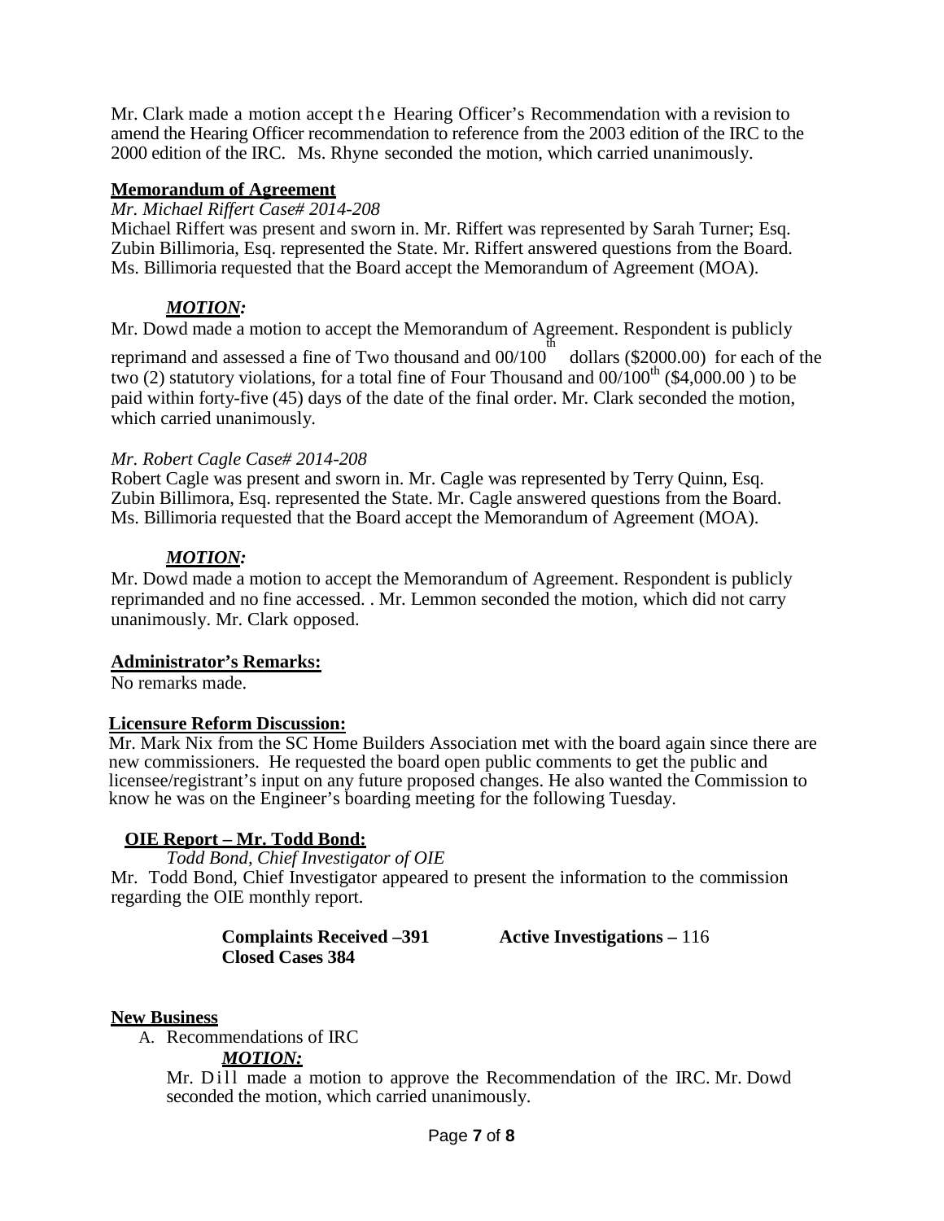Mr. Clark made a motion accept the Hearing Officer's Recommendation with a revision to amend the Hearing Officer recommendation to reference from the 2003 edition of the IRC to the 2000 edition of the IRC. Ms. Rhyne seconded the motion, which carried unanimously.

**Memorandum of Agreement**

*Mr. Michael Riffert Case# 2014-208*

Michael Riffert was present and sworn in. Mr. Riffert was represented by Sarah Turner; Esq. Zubin Billimoria, Esq. represented the State. Mr. Riffert answered questions from the Board. Ms. Billimoria requested that the Board accept the Memorandum of Agreement (MOA).

***MOTION:***

Mr. Dowd made a motion to accept the Memorandum of Agreement. Respondent is publicly reprimand and assessed a fine of Two thousand and 00/100th dollars ($2000.00) for each of the two (2) statutory violations, for a total fine of Four Thousand and 00/100th ($4,000.00 ) to be paid within forty-five (45) days of the date of the final order. Mr. Clark seconded the motion, which carried unanimously.

*Mr. Robert Cagle Case# 2014-208*

Robert Cagle was present and sworn in. Mr. Cagle was represented by Terry Quinn, Esq. Zubin Billimora, Esq. represented the State. Mr. Cagle answered questions from the Board. Ms. Billimoria requested that the Board accept the Memorandum of Agreement (MOA).

***MOTION:***

Mr. Dowd made a motion to accept the Memorandum of Agreement. Respondent is publicly reprimanded and no fine accessed. . Mr. Lemmon seconded the motion, which did not carry unanimously. Mr. Clark opposed.

**Administrator's Remarks:**

No remarks made.

**Licensure Reform Discussion:**

Mr. Mark Nix from the SC Home Builders Association met with the board again since there are new commissioners. He requested the board open public comments to get the public and licensee/registrant's input on any future proposed changes. He also wanted the Commission to know he was on the Engineer's boarding meeting for the following Tuesday.

**OIE Report – Mr. Todd Bond:**

*Todd Bond, Chief Investigator of OIE*

Mr. Todd Bond, Chief Investigator appeared to present the information to the commission regarding the OIE monthly report.

**Complaints Received –391** **Active Investigations –** 116
**Closed Cases 384**

**New Business**

A. Recommendations of IRC

***MOTION:***

Mr. Dill made a motion to approve the Recommendation of the IRC. Mr. Dowd seconded the motion, which carried unanimously.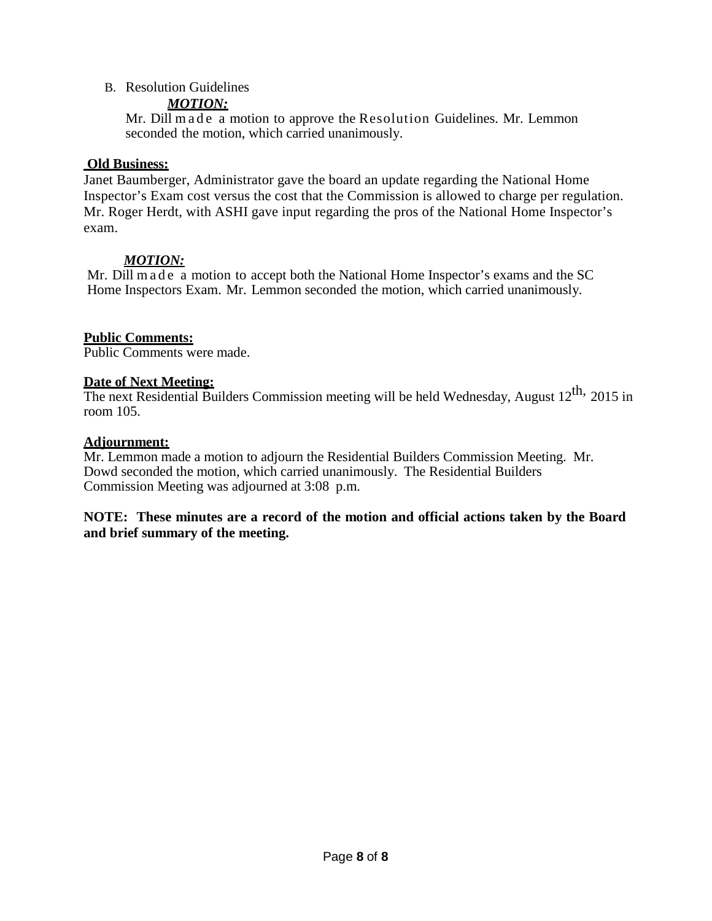B. Resolution Guidelines

***MOTION:***

Mr. Dill made a motion to approve the Resolution Guidelines. Mr. Lemmon seconded the motion, which carried unanimously.

**Old Business:**

Janet Baumberger, Administrator gave the board an update regarding the National Home Inspector's Exam cost versus the cost that the Commission is allowed to charge per regulation. Mr. Roger Herdt, with ASHI gave input regarding the pros of the National Home Inspector's exam.

***MOTION:***

Mr. Dill made a motion to accept both the National Home Inspector's exams and the SC Home Inspectors Exam. Mr. Lemmon seconded the motion, which carried unanimously.

**Public Comments:**

Public Comments were made.

**Date of Next Meeting:**

The next Residential Builders Commission meeting will be held Wednesday, August 12th, 2015 in room 105.

**Adjournment:**

Mr. Lemmon made a motion to adjourn the Residential Builders Commission Meeting. Mr. Dowd seconded the motion, which carried unanimously. The Residential Builders Commission Meeting was adjourned at 3:08 p.m.

**NOTE: These minutes are a record of the motion and official actions taken by the Board and brief summary of the meeting.**